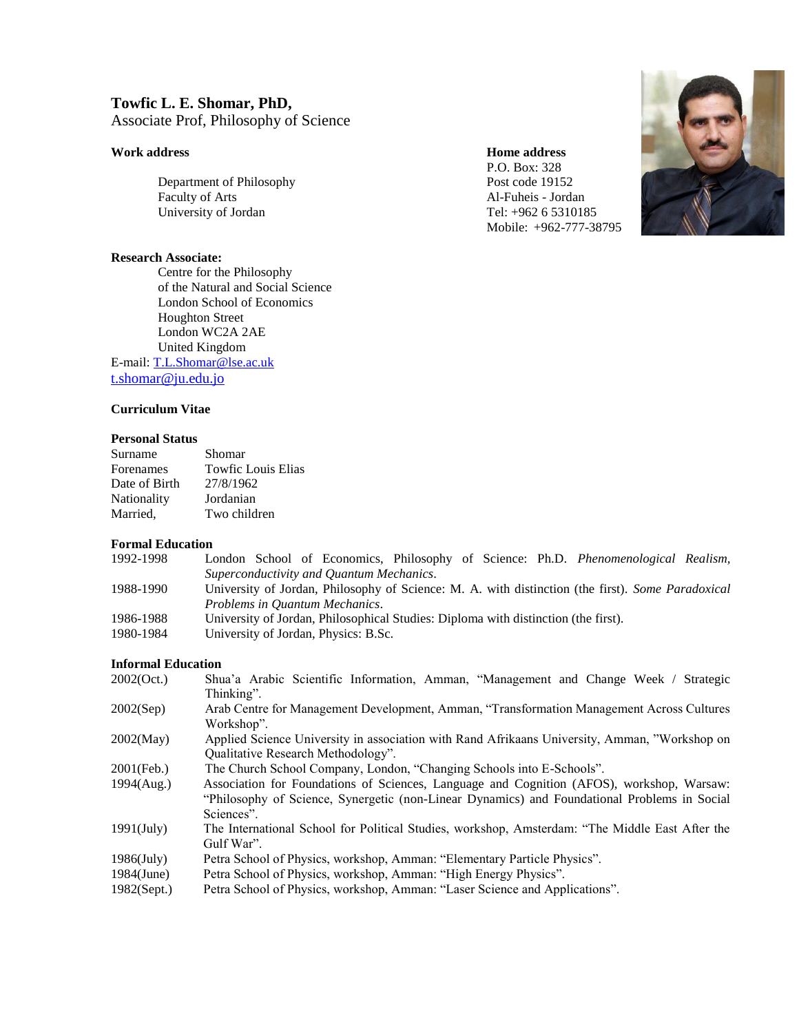# Towfic L. E. Shomar, PhD,

Associate Prof, Philosophy of Science

**Work address**

Department of Philosophy
Faculty of Arts
University of Jordan

**Home address**
P.O. Box: 328
Post code 19152
Al-Fuheis - Jordan
Tel: +962 6 5310185
Mobile: +962-777-38795

**Research Associate:**

Centre for the Philosophy
of the Natural and Social Science
London School of Economics
Houghton Street
London WC2A 2AE
United Kingdom

E-mail: T.L.Shomar@lse.ac.uk
t.shomar@ju.edu.jo

## Curriculum Vitae

### Personal Status

| | |
|---|---|
| Surname | Shomar |
| Forenames | Towfic Louis Elias |
| Date of Birth | 27/8/1962 |
| Nationality | Jordanian |
| Married, | Two children |

### Formal Education

| | |
|---|---|
| 1992-1998 | London School of Economics, Philosophy of Science: Ph.D. *Phenomenological Realism, Superconductivity and Quantum Mechanics*. |
| 1988-1990 | University of Jordan, Philosophy of Science: M. A. with distinction (the first). *Some Paradoxical Problems in Quantum Mechanics*. |
| 1986-1988 | University of Jordan, Philosophical Studies: Diploma with distinction (the first). |
| 1980-1984 | University of Jordan, Physics: B.Sc. |

### Informal Education

| | |
|---|---|
| 2002(Oct.) | Shua'a Arabic Scientific Information, Amman, "Management and Change Week / Strategic Thinking". |
| 2002(Sep) | Arab Centre for Management Development, Amman, "Transformation Management Across Cultures Workshop". |
| 2002(May) | Applied Science University in association with Rand Afrikaans University, Amman, "Workshop on Qualitative Research Methodology". |
| 2001(Feb.) | The Church School Company, London, "Changing Schools into E-Schools". |
| 1994(Aug.) | Association for Foundations of Sciences, Language and Cognition (AFOS), workshop, Warsaw: "Philosophy of Science, Synergetic (non-Linear Dynamics) and Foundational Problems in Social Sciences". |
| 1991(July) | The International School for Political Studies, workshop, Amsterdam: "The Middle East After the Gulf War". |
| 1986(July) | Petra School of Physics, workshop, Amman: "Elementary Particle Physics". |
| 1984(June) | Petra School of Physics, workshop, Amman: "High Energy Physics". |
| 1982(Sept.) | Petra School of Physics, workshop, Amman: "Laser Science and Applications". |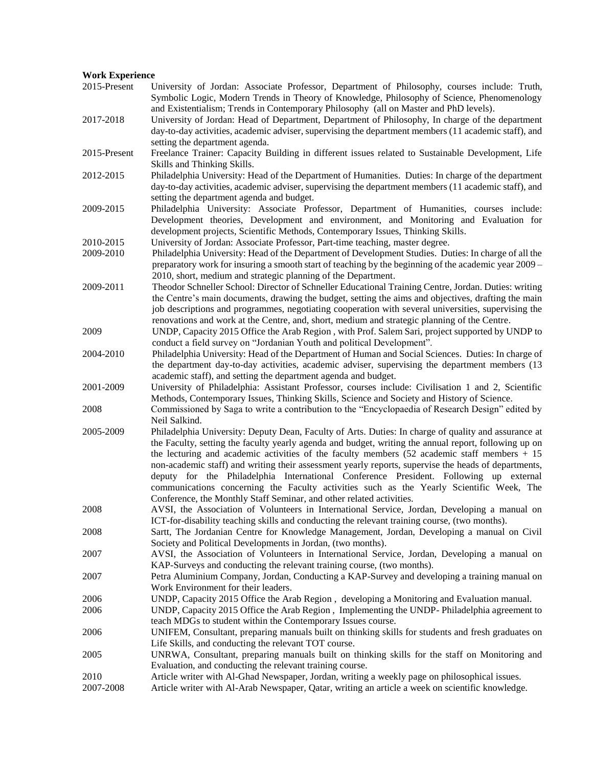**Work Experience**

| | |
|---|---|
| 2015-Present | University of Jordan: Associate Professor, Department of Philosophy, courses include: Truth, Symbolic Logic, Modern Trends in Theory of Knowledge, Philosophy of Science, Phenomenology and Existentialism; Trends in Contemporary Philosophy (all on Master and PhD levels). |
| 2017-2018 | University of Jordan: Head of Department, Department of Philosophy, In charge of the department day-to-day activities, academic adviser, supervising the department members (11 academic staff), and setting the department agenda. |
| 2015-Present | Freelance Trainer: Capacity Building in different issues related to Sustainable Development, Life Skills and Thinking Skills. |
| 2012-2015 | Philadelphia University: Head of the Department of Humanities. Duties: In charge of the department day-to-day activities, academic adviser, supervising the department members (11 academic staff), and setting the department agenda and budget. |
| 2009-2015 | Philadelphia University: Associate Professor, Department of Humanities, courses include: Development theories, Development and environment, and Monitoring and Evaluation for development projects, Scientific Methods, Contemporary Issues, Thinking Skills. |
| 2010-2015 | University of Jordan: Associate Professor, Part-time teaching, master degree. |
| 2009-2010 | Philadelphia University: Head of the Department of Development Studies. Duties: In charge of all the preparatory work for insuring a smooth start of teaching by the beginning of the academic year 2009 – 2010, short, medium and strategic planning of the Department. |
| 2009-2011 | Theodor Schneller School: Director of Schneller Educational Training Centre, Jordan. Duties: writing the Centre's main documents, drawing the budget, setting the aims and objectives, drafting the main job descriptions and programmes, negotiating cooperation with several universities, supervising the renovations and work at the Centre, and, short, medium and strategic planning of the Centre. |
| 2009 | UNDP, Capacity 2015 Office the Arab Region , with Prof. Salem Sari, project supported by UNDP to conduct a field survey on "Jordanian Youth and political Development". |
| 2004-2010 | Philadelphia University: Head of the Department of Human and Social Sciences. Duties: In charge of the department day-to-day activities, academic adviser, supervising the department members (13 academic staff), and setting the department agenda and budget. |
| 2001-2009 | University of Philadelphia: Assistant Professor, courses include: Civilisation 1 and 2, Scientific Methods, Contemporary Issues, Thinking Skills, Science and Society and History of Science. |
| 2008 | Commissioned by Saga to write a contribution to the "Encyclopaedia of Research Design" edited by Neil Salkind. |
| 2005-2009 | Philadelphia University: Deputy Dean, Faculty of Arts. Duties: In charge of quality and assurance at the Faculty, setting the faculty yearly agenda and budget, writing the annual report, following up on the lecturing and academic activities of the faculty members (52 academic staff members + 15 non-academic staff) and writing their assessment yearly reports, supervise the heads of departments, deputy for the Philadelphia International Conference President. Following up external communications concerning the Faculty activities such as the Yearly Scientific Week, The Conference, the Monthly Staff Seminar, and other related activities. |
| 2008 | AVSI, the Association of Volunteers in International Service, Jordan, Developing a manual on ICT-for-disability teaching skills and conducting the relevant training course, (two months). |
| 2008 | Sartt, The Jordanian Centre for Knowledge Management, Jordan, Developing a manual on Civil Society and Political Developments in Jordan, (two months). |
| 2007 | AVSI, the Association of Volunteers in International Service, Jordan, Developing a manual on KAP-Surveys and conducting the relevant training course, (two months). |
| 2007 | Petra Aluminium Company, Jordan, Conducting a KAP-Survey and developing a training manual on Work Environment for their leaders. |
| 2006 | UNDP, Capacity 2015 Office the Arab Region , developing a Monitoring and Evaluation manual. |
| 2006 | UNDP, Capacity 2015 Office the Arab Region , Implementing the UNDP- Philadelphia agreement to teach MDGs to student within the Contemporary Issues course. |
| 2006 | UNIFEM, Consultant, preparing manuals built on thinking skills for students and fresh graduates on Life Skills, and conducting the relevant TOT course. |
| 2005 | UNRWA, Consultant, preparing manuals built on thinking skills for the staff on Monitoring and Evaluation, and conducting the relevant training course. |
| 2010 | Article writer with Al-Ghad Newspaper, Jordan, writing a weekly page on philosophical issues. |
| 2007-2008 | Article writer with Al-Arab Newspaper, Qatar, writing an article a week on scientific knowledge. |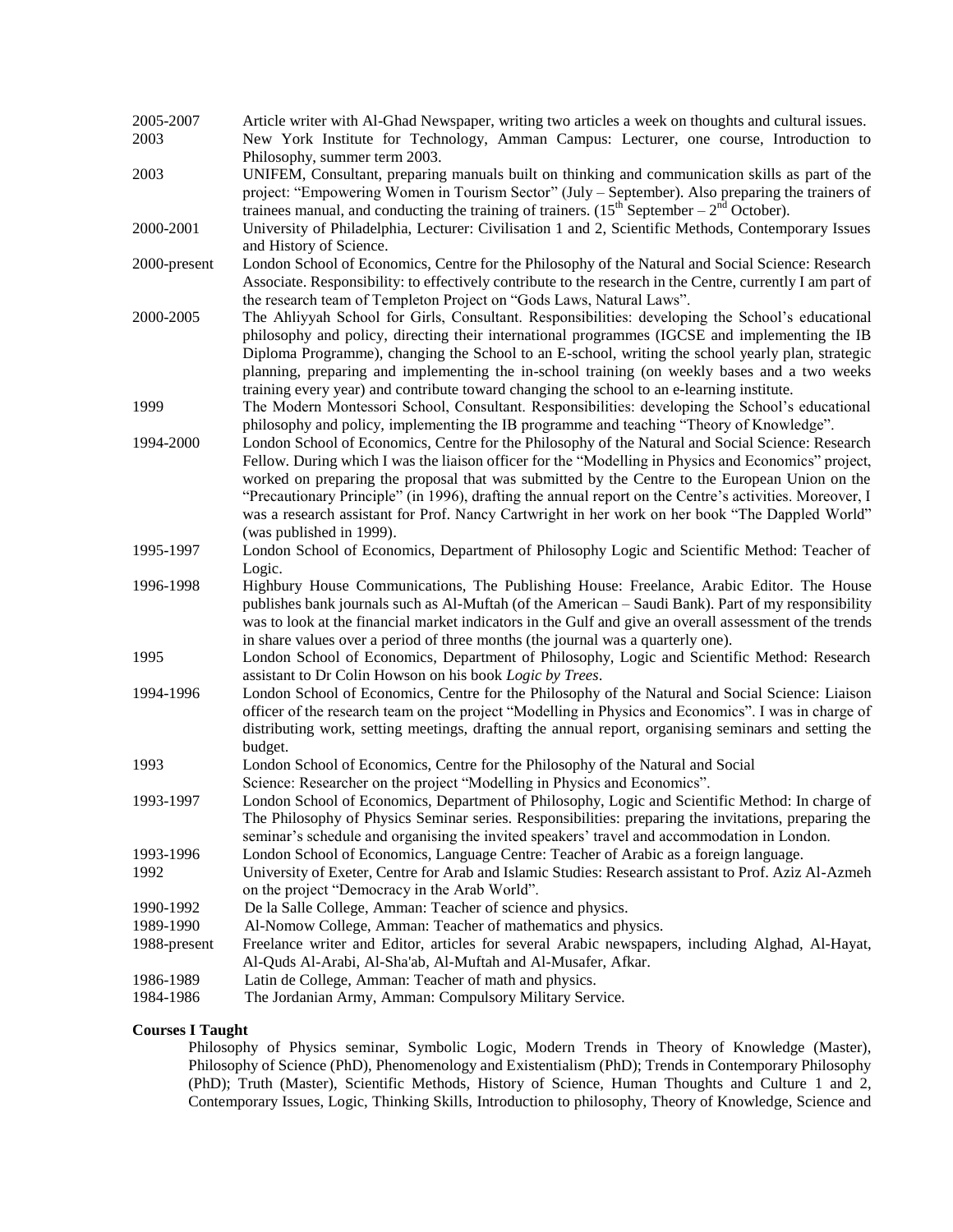2005-2007 Article writer with Al-Ghad Newspaper, writing two articles a week on thoughts and cultural issues.

2003 New York Institute for Technology, Amman Campus: Lecturer, one course, Introduction to Philosophy, summer term 2003.

2003 UNIFEM, Consultant, preparing manuals built on thinking and communication skills as part of the project: "Empowering Women in Tourism Sector" (July – September). Also preparing the trainers of trainees manual, and conducting the training of trainers. (15th September – 2nd October).

2000-2001 University of Philadelphia, Lecturer: Civilisation 1 and 2, Scientific Methods, Contemporary Issues and History of Science.

2000-present London School of Economics, Centre for the Philosophy of the Natural and Social Science: Research Associate. Responsibility: to effectively contribute to the research in the Centre, currently I am part of the research team of Templeton Project on "Gods Laws, Natural Laws".

2000-2005 The Ahliyyah School for Girls, Consultant. Responsibilities: developing the School's educational philosophy and policy, directing their international programmes (IGCSE and implementing the IB Diploma Programme), changing the School to an E-school, writing the school yearly plan, strategic planning, preparing and implementing the in-school training (on weekly bases and a two weeks training every year) and contribute toward changing the school to an e-learning institute.

1999 The Modern Montessori School, Consultant. Responsibilities: developing the School's educational philosophy and policy, implementing the IB programme and teaching "Theory of Knowledge".

1994-2000 London School of Economics, Centre for the Philosophy of the Natural and Social Science: Research Fellow. During which I was the liaison officer for the "Modelling in Physics and Economics" project, worked on preparing the proposal that was submitted by the Centre to the European Union on the "Precautionary Principle" (in 1996), drafting the annual report on the Centre's activities. Moreover, I was a research assistant for Prof. Nancy Cartwright in her work on her book "The Dappled World" (was published in 1999).

1995-1997 London School of Economics, Department of Philosophy Logic and Scientific Method: Teacher of Logic.

1996-1998 Highbury House Communications, The Publishing House: Freelance, Arabic Editor. The House publishes bank journals such as Al-Muftah (of the American – Saudi Bank). Part of my responsibility was to look at the financial market indicators in the Gulf and give an overall assessment of the trends in share values over a period of three months (the journal was a quarterly one).

1995 London School of Economics, Department of Philosophy, Logic and Scientific Method: Research assistant to Dr Colin Howson on his book *Logic by Trees*.

1994-1996 London School of Economics, Centre for the Philosophy of the Natural and Social Science: Liaison officer of the research team on the project "Modelling in Physics and Economics". I was in charge of distributing work, setting meetings, drafting the annual report, organising seminars and setting the budget.

1993 London School of Economics, Centre for the Philosophy of the Natural and Social Science: Researcher on the project "Modelling in Physics and Economics".

1993-1997 London School of Economics, Department of Philosophy, Logic and Scientific Method: In charge of The Philosophy of Physics Seminar series. Responsibilities: preparing the invitations, preparing the seminar's schedule and organising the invited speakers' travel and accommodation in London.

1993-1996 London School of Economics, Language Centre: Teacher of Arabic as a foreign language.

1992 University of Exeter, Centre for Arab and Islamic Studies: Research assistant to Prof. Aziz Al-Azmeh on the project "Democracy in the Arab World".

1990-1992 De la Salle College, Amman: Teacher of science and physics.

1989-1990 Al-Nomow College, Amman: Teacher of mathematics and physics.

1988-present Freelance writer and Editor, articles for several Arabic newspapers, including Alghad, Al-Hayat, Al-Quds Al-Arabi, Al-Sha'ab, Al-Muftah and Al-Musafer, Afkar.

1986-1989 Latin de College, Amman: Teacher of math and physics.

1984-1986 The Jordanian Army, Amman: Compulsory Military Service.

**Courses I Taught**

Philosophy of Physics seminar, Symbolic Logic, Modern Trends in Theory of Knowledge (Master), Philosophy of Science (PhD), Phenomenology and Existentialism (PhD); Trends in Contemporary Philosophy (PhD); Truth (Master), Scientific Methods, History of Science, Human Thoughts and Culture 1 and 2, Contemporary Issues, Logic, Thinking Skills, Introduction to philosophy, Theory of Knowledge, Science and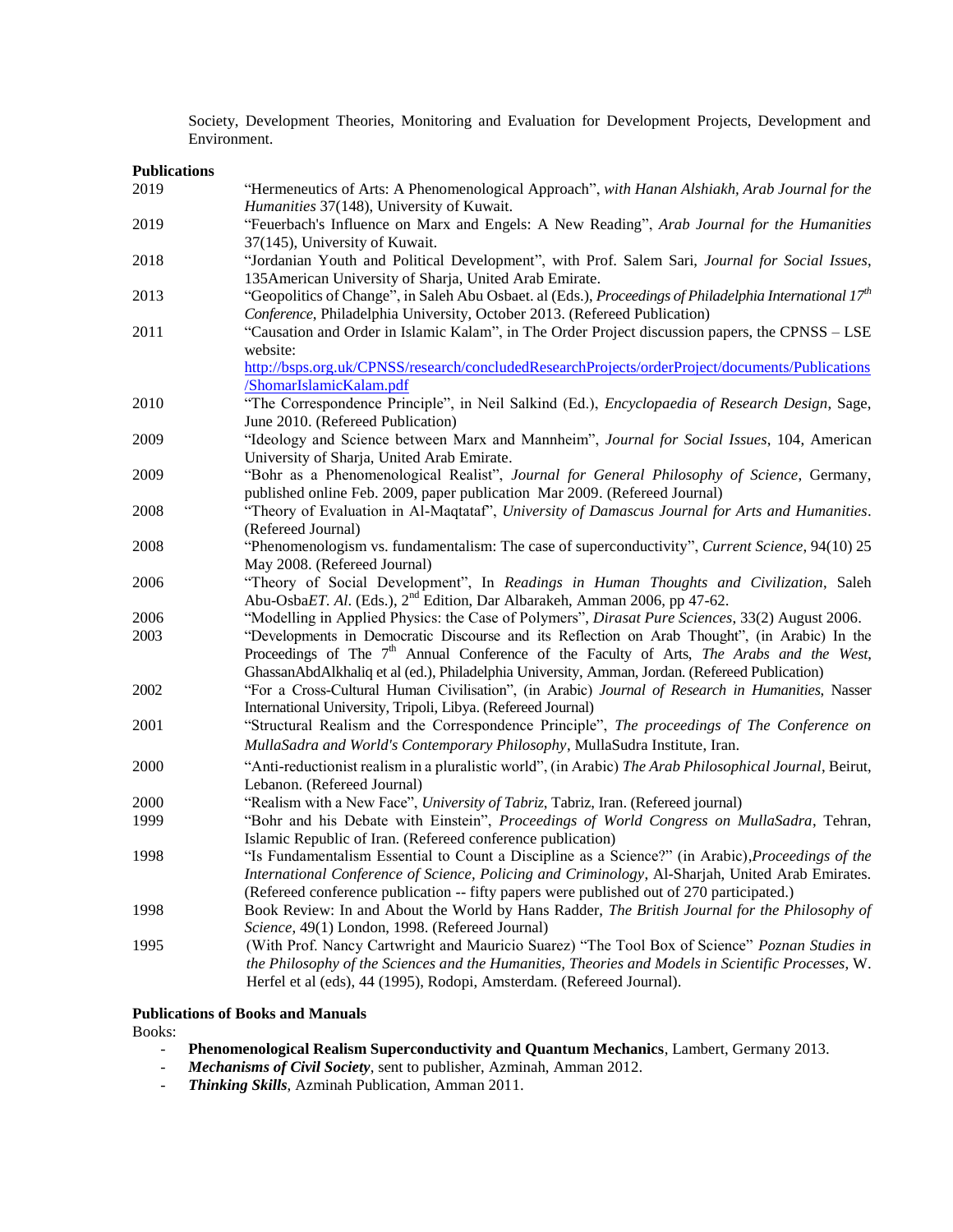Society, Development Theories, Monitoring and Evaluation for Development Projects, Development and Environment.

**Publications**

2019 "Hermeneutics of Arts: A Phenomenological Approach", *with Hanan Alshiakh, Arab Journal for the Humanities* 37(148), University of Kuwait.

2019 "Feuerbach's Influence on Marx and Engels: A New Reading", *Arab Journal for the Humanities* 37(145), University of Kuwait.

2018 "Jordanian Youth and Political Development", with Prof. Salem Sari, *Journal for Social Issues*, 135American University of Sharja, United Arab Emirate.

2013 "Geopolitics of Change", in Saleh Abu Osbaet. al (Eds.), *Proceedings of Philadelphia International 17th Conference*, Philadelphia University, October 2013. (Refereed Publication)

2011 "Causation and Order in Islamic Kalam", in The Order Project discussion papers, the CPNSS – LSE website: http://bsps.org.uk/CPNSS/research/concludedResearchProjects/orderProject/documents/Publications/ShomarIslamicKalam.pdf

2010 "The Correspondence Principle", in Neil Salkind (Ed.), *Encyclopaedia of Research Design*, Sage, June 2010. (Refereed Publication)

2009 "Ideology and Science between Marx and Mannheim", *Journal for Social Issues*, 104, American University of Sharja, United Arab Emirate.

2009 "Bohr as a Phenomenological Realist", *Journal for General Philosophy of Science*, Germany, published online Feb. 2009, paper publication Mar 2009. (Refereed Journal)

2008 "Theory of Evaluation in Al-Maqtataf", *University of Damascus Journal for Arts and Humanities*. (Refereed Journal)

2008 "Phenomenologism vs. fundamentalism: The case of superconductivity", *Current Science*, 94(10) 25 May 2008. (Refereed Journal)

2006 "Theory of Social Development", In *Readings in Human Thoughts and Civilization*, Saleh Abu-Osba*ET. Al*. (Eds.), 2nd Edition, Dar Albarakeh, Amman 2006, pp 47-62.

2006 "Modelling in Applied Physics: the Case of Polymers", *Dirasat Pure Sciences*, 33(2) August 2006.

2003 "Developments in Democratic Discourse and its Reflection on Arab Thought", (in Arabic) In the Proceedings of The 7th Annual Conference of the Faculty of Arts, *The Arabs and the West*, GhassanAbdAlkhaliq et al (ed.), Philadelphia University, Amman, Jordan. (Refereed Publication)

2002 "For a Cross-Cultural Human Civilisation", (in Arabic) *Journal of Research in Humanities*, Nasser International University, Tripoli, Libya. (Refereed Journal)

2001 "Structural Realism and the Correspondence Principle", *The proceedings of The Conference on MullaSadra and World's Contemporary Philosophy*, MullaSudra Institute, Iran.

2000 "Anti-reductionist realism in a pluralistic world", (in Arabic) *The Arab Philosophical Journal*, Beirut, Lebanon. (Refereed Journal)

2000 "Realism with a New Face", *University of Tabriz*, Tabriz, Iran. (Refereed journal)

1999 "Bohr and his Debate with Einstein", *Proceedings of World Congress on MullaSadra*, Tehran, Islamic Republic of Iran. (Refereed conference publication)

1998 "Is Fundamentalism Essential to Count a Discipline as a Science?" (in Arabic),*Proceedings of the International Conference of Science, Policing and Criminology*, Al-Sharjah, United Arab Emirates. (Refereed conference publication -- fifty papers were published out of 270 participated.)

1998 Book Review: In and About the World by Hans Radder, *The British Journal for the Philosophy of Science*, 49(1) London, 1998. (Refereed Journal)

1995 (With Prof. Nancy Cartwright and Mauricio Suarez) "The Tool Box of Science" *Poznan Studies in the Philosophy of the Sciences and the Humanities, Theories and Models in Scientific Processes*, W. Herfel et al (eds), 44 (1995), Rodopi, Amsterdam. (Refereed Journal).

**Publications of Books and Manuals**

Books:

- **Phenomenological Realism Superconductivity and Quantum Mechanics**, Lambert, Germany 2013.
- ***Mechanisms of Civil Society***, sent to publisher, Azminah, Amman 2012.
- ***Thinking Skills***, Azminah Publication, Amman 2011.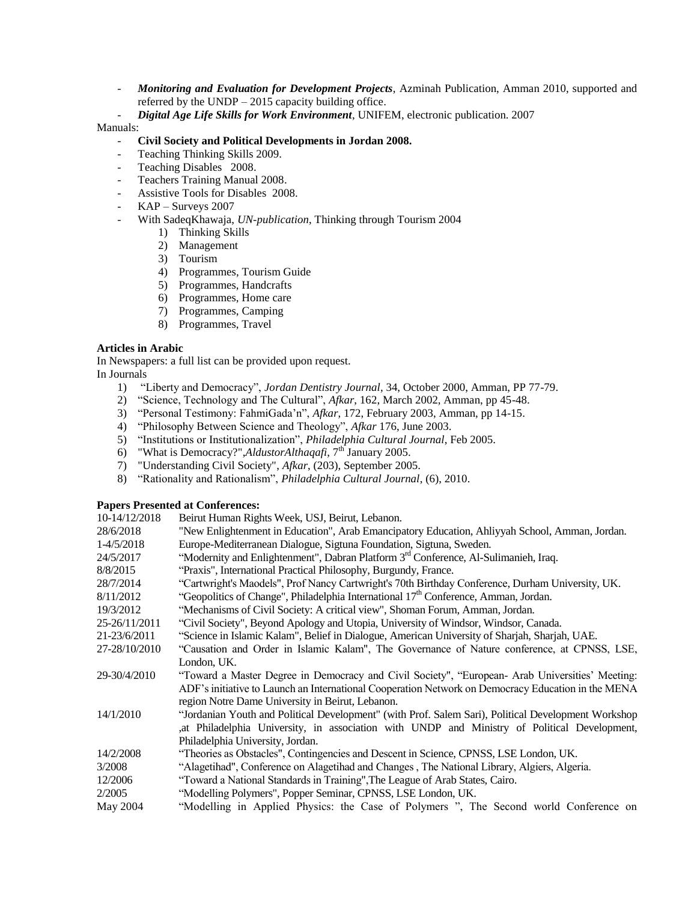- ***Monitoring and Evaluation for Development Projects***, Azminah Publication, Amman 2010, supported and referred by the UNDP – 2015 capacity building office.
- ***Digital Age Life Skills for Work Environment***, UNIFEM, electronic publication. 2007

Manuals:

- **Civil Society and Political Developments in Jordan 2008.**
- Teaching Thinking Skills 2009.
- Teaching Disables 2008.
- Teachers Training Manual 2008.
- Assistive Tools for Disables 2008.
- KAP – Surveys 2007
- With SadeqKhawaja, *UN-publication*, Thinking through Tourism 2004
    1) Thinking Skills
    2) Management
    3) Tourism
    4) Programmes, Tourism Guide
    5) Programmes, Handcrafts
    6) Programmes, Home care
    7) Programmes, Camping
    8) Programmes, Travel

**Articles in Arabic**

In Newspapers: a full list can be provided upon request.

In Journals

1) "Liberty and Democracy", *Jordan Dentistry Journal*, 34, October 2000, Amman, PP 77-79.
2) "Science, Technology and The Cultural", *Afkar*, 162, March 2002, Amman, pp 45-48.
3) "Personal Testimony: FahmiGada'n", *Afkar*, 172, February 2003, Amman, pp 14-15.
4) "Philosophy Between Science and Theology", *Afkar* 176, June 2003.
5) "Institutions or Institutionalization", *Philadelphia Cultural Journal*, Feb 2005.
6) "What is Democracy?",*AldustorAlthaqafi*, 7th January 2005.
7) "Understanding Civil Society", *Afkar*, (203), September 2005.
8) "Rationality and Rationalism", *Philadelphia Cultural Journal*, (6), 2010.

**Papers Presented at Conferences:**

| | |
|---|---|
| 10-14/12/2018 | Beirut Human Rights Week, USJ, Beirut, Lebanon. |
| 28/6/2018 | "New Enlightenment in Education", Arab Emancipatory Education, Ahliyyah School, Amman, Jordan. |
| 1-4/5/2018 | Europe-Mediterranean Dialogue, Sigtuna Foundation, Sigtuna, Sweden. |
| 24/5/2017 | "Modernity and Enlightenment", Dabran Platform 3rd Conference, Al-Sulimanieh, Iraq. |
| 8/8/2015 | "Praxis", International Practical Philosophy, Burgundy, France. |
| 28/7/2014 | "Cartwright's Maodels", Prof Nancy Cartwright's 70th Birthday Conference, Durham University, UK. |
| 8/11/2012 | "Geopolitics of Change", Philadelphia International 17th Conference, Amman, Jordan. |
| 19/3/2012 | "Mechanisms of Civil Society: A critical view", Shoman Forum, Amman, Jordan. |
| 25-26/11/2011 | "Civil Society", Beyond Apology and Utopia, University of Windsor, Windsor, Canada. |
| 21-23/6/2011 | "Science in Islamic Kalam", Belief in Dialogue, American University of Sharjah, Sharjah, UAE. |
| 27-28/10/2010 | "Causation and Order in Islamic Kalam", The Governance of Nature conference, at CPNSS, LSE, London, UK. |
| 29-30/4/2010 | "Toward a Master Degree in Democracy and Civil Society", "European- Arab Universities' Meeting: ADF's initiative to Launch an International Cooperation Network on Democracy Education in the MENA region Notre Dame University in Beirut, Lebanon. |
| 14/1/2010 | "Jordanian Youth and Political Development" (with Prof. Salem Sari), Political Development Workshop ,at Philadelphia University, in association with UNDP and Ministry of Political Development, Philadelphia University, Jordan. |
| 14/2/2008 | "Theories as Obstacles", Contingencies and Descent in Science, CPNSS, LSE London, UK. |
| 3/2008 | "Alagetihad", Conference on Alagetihad and Changes , The National Library, Algiers, Algeria. |
| 12/2006 | "Toward a National Standards in Training",The League of Arab States, Cairo. |
| 2/2005 | "Modelling Polymers", Popper Seminar, CPNSS, LSE London, UK. |
| May 2004 | "Modelling in Applied Physics: the Case of Polymers ", The Second world Conference on |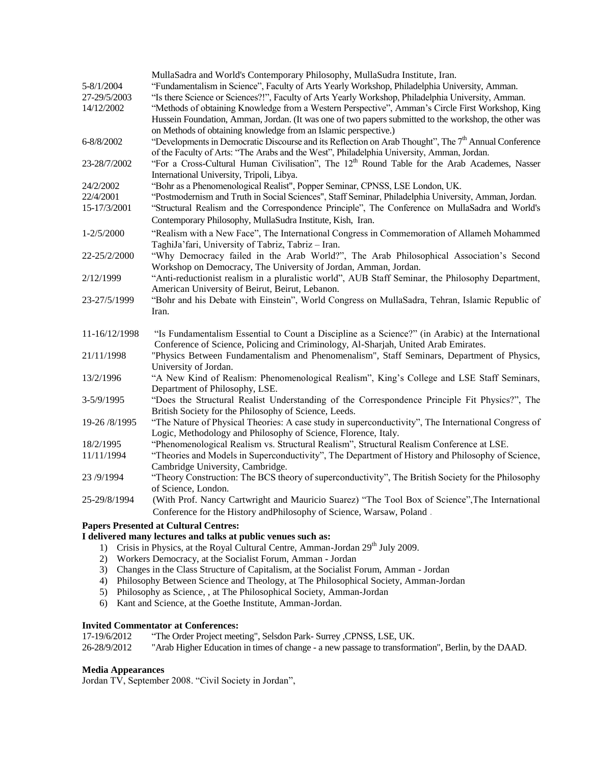| | |
|---|---|
| | MullaSadra and World's Contemporary Philosophy, MullaSudra Institute, Iran. |
| 5-8/1/2004 | "Fundamentalism in Science", Faculty of Arts Yearly Workshop, Philadelphia University, Amman. |
| 27-29/5/2003 | "Is there Science or Sciences?!", Faculty of Arts Yearly Workshop, Philadelphia University, Amman. |
| 14/12/2002 | "Methods of obtaining Knowledge from a Western Perspective", Amman's Circle First Workshop, King Hussein Foundation, Amman, Jordan. (It was one of two papers submitted to the workshop, the other was on Methods of obtaining knowledge from an Islamic perspective.) |
| 6-8/8/2002 | "Developments in Democratic Discourse and its Reflection on Arab Thought", The 7th Annual Conference of the Faculty of Arts: "The Arabs and the West", Philadelphia University, Amman, Jordan. |
| 23-28/7/2002 | "For a Cross-Cultural Human Civilisation", The 12th Round Table for the Arab Academes, Nasser International University, Tripoli, Libya. |
| 24/2/2002 | "Bohr as a Phenomenological Realist", Popper Seminar, CPNSS, LSE London, UK. |
| 22/4/2001 | "Postmodernism and Truth in Social Sciences", Staff Seminar, Philadelphia University, Amman, Jordan. |
| 15-17/3/2001 | "Structural Realism and the Correspondence Principle", The Conference on MullaSadra and World's Contemporary Philosophy, MullaSudra Institute, Kish, Iran. |
| 1-2/5/2000 | "Realism with a New Face", The International Congress in Commemoration of Allameh Mohammed TaghiJa'fari, University of Tabriz, Tabriz – Iran. |
| 22-25/2/2000 | "Why Democracy failed in the Arab World?", The Arab Philosophical Association's Second Workshop on Democracy, The University of Jordan, Amman, Jordan. |
| 2/12/1999 | "Anti-reductionist realism in a pluralistic world", AUB Staff Seminar, the Philosophy Department, American University of Beirut, Beirut, Lebanon. |
| 23-27/5/1999 | "Bohr and his Debate with Einstein", World Congress on MullaSadra, Tehran, Islamic Republic of Iran. |
| 11-16/12/1998 | "Is Fundamentalism Essential to Count a Discipline as a Science?" (in Arabic) at the International Conference of Science, Policing and Criminology, Al-Sharjah, United Arab Emirates. |
| 21/11/1998 | "Physics Between Fundamentalism and Phenomenalism", Staff Seminars, Department of Physics, University of Jordan. |
| 13/2/1996 | "A New Kind of Realism: Phenomenological Realism", King's College and LSE Staff Seminars, Department of Philosophy, LSE. |
| 3-5/9/1995 | "Does the Structural Realist Understanding of the Correspondence Principle Fit Physics?", The British Society for the Philosophy of Science, Leeds. |
| 19-26 /8/1995 | "The Nature of Physical Theories: A case study in superconductivity", The International Congress of Logic, Methodology and Philosophy of Science, Florence, Italy. |
| 18/2/1995 | "Phenomenological Realism vs. Structural Realism", Structural Realism Conference at LSE. |
| 11/11/1994 | "Theories and Models in Superconductivity", The Department of History and Philosophy of Science, Cambridge University, Cambridge. |
| 23 /9/1994 | "Theory Construction: The BCS theory of superconductivity", The British Society for the Philosophy of Science, London. |
| 25-29/8/1994 | (With Prof. Nancy Cartwright and Mauricio Suarez) "The Tool Box of Science",The International Conference for the History andPhilosophy of Science, Warsaw, Poland . |

**Papers Presented at Cultural Centres:**

**I delivered many lectures and talks at public venues such as:**

1) Crisis in Physics, at the Royal Cultural Centre, Amman-Jordan 29th July 2009.
2) Workers Democracy, at the Socialist Forum, Amman - Jordan
3) Changes in the Class Structure of Capitalism, at the Socialist Forum, Amman - Jordan
4) Philosophy Between Science and Theology, at The Philosophical Society, Amman-Jordan
5) Philosophy as Science, , at The Philosophical Society, Amman-Jordan
6) Kant and Science, at the Goethe Institute, Amman-Jordan.

**Invited Commentator at Conferences:**

| | |
|---|---|
| 17-19/6/2012 | "The Order Project meeting", Selsdon Park- Surrey ,CPNSS, LSE, UK. |
| 26-28/9/2012 | "Arab Higher Education in times of change - a new passage to transformation", Berlin, by the DAAD. |

**Media Appearances**

Jordan TV, September 2008. "Civil Society in Jordan",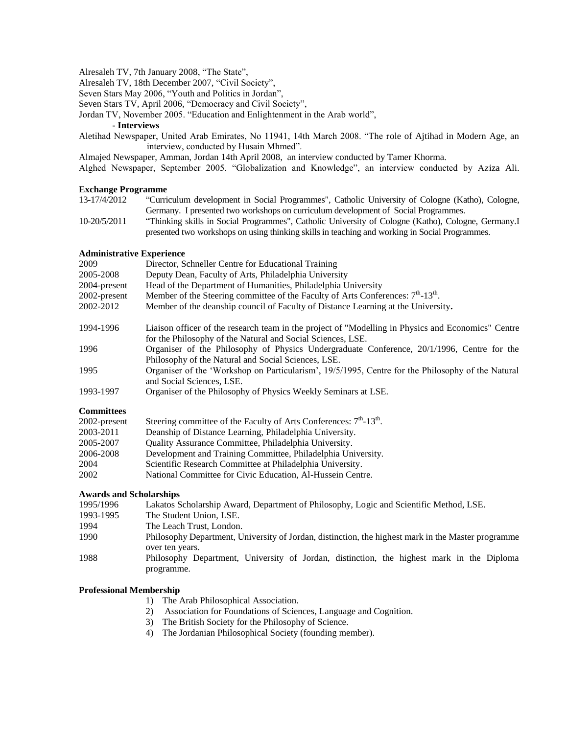Alresaleh TV, 7th January 2008, "The State",

Alresaleh TV, 18th December 2007, "Civil Society",

Seven Stars May 2006, "Youth and Politics in Jordan",

Seven Stars TV, April 2006, "Democracy and Civil Society",

Jordan TV, November 2005. "Education and Enlightenment in the Arab world",

**- Interviews**

Aletihad Newspaper, United Arab Emirates, No 11941, 14th March 2008. "The role of Ajtihad in Modern Age, an interview, conducted by Husain Mhmed".

Almajed Newspaper, Amman, Jordan 14th April 2008, an interview conducted by Tamer Khorma.

Alghed Newspaper, September 2005. "Globalization and Knowledge", an interview conducted by Aziza Ali.

**Exchange Programme**

| | |
|---|---|
| 13-17/4/2012 | "Curriculum development in Social Programmes", Catholic University of Cologne (Katho), Cologne, Germany. I presented two workshops on curriculum development of Social Programmes. |
| 10-20/5/2011 | "Thinking skills in Social Programmes", Catholic University of Cologne (Katho), Cologne, Germany.I presented two workshops on using thinking skills in teaching and working in Social Programmes. |

**Administrative Experience**

| | |
|---|---|
| 2009 | Director, Schneller Centre for Educational Training |
| 2005-2008 | Deputy Dean, Faculty of Arts, Philadelphia University |
| 2004-present | Head of the Department of Humanities, Philadelphia University |
| 2002-present | Member of the Steering committee of the Faculty of Arts Conferences: 7th-13th. |
| 2002-2012 | Member of the deanship council of Faculty of Distance Learning at the University. |
| 1994-1996 | Liaison officer of the research team in the project of "Modelling in Physics and Economics" Centre for the Philosophy of the Natural and Social Sciences, LSE. |
| 1996 | Organiser of the Philosophy of Physics Undergraduate Conference, 20/1/1996, Centre for the Philosophy of the Natural and Social Sciences, LSE. |
| 1995 | Organiser of the 'Workshop on Particularism', 19/5/1995, Centre for the Philosophy of the Natural and Social Sciences, LSE. |
| 1993-1997 | Organiser of the Philosophy of Physics Weekly Seminars at LSE. |

**Committees**

| | |
|---|---|
| 2002-present | Steering committee of the Faculty of Arts Conferences: 7th-13th. |
| 2003-2011 | Deanship of Distance Learning, Philadelphia University. |
| 2005-2007 | Quality Assurance Committee, Philadelphia University. |
| 2006-2008 | Development and Training Committee, Philadelphia University. |
| 2004 | Scientific Research Committee at Philadelphia University. |
| 2002 | National Committee for Civic Education, Al-Hussein Centre. |

**Awards and Scholarships**

| | |
|---|---|
| 1995/1996 | Lakatos Scholarship Award, Department of Philosophy, Logic and Scientific Method, LSE. |
| 1993-1995 | The Student Union, LSE. |
| 1994 | The Leach Trust, London. |
| 1990 | Philosophy Department, University of Jordan, distinction, the highest mark in the Master programme over ten years. |
| 1988 | Philosophy Department, University of Jordan, distinction, the highest mark in the Diploma programme. |

**Professional Membership**

1) The Arab Philosophical Association.
2) Association for Foundations of Sciences, Language and Cognition.
3) The British Society for the Philosophy of Science.
4) The Jordanian Philosophical Society (founding member).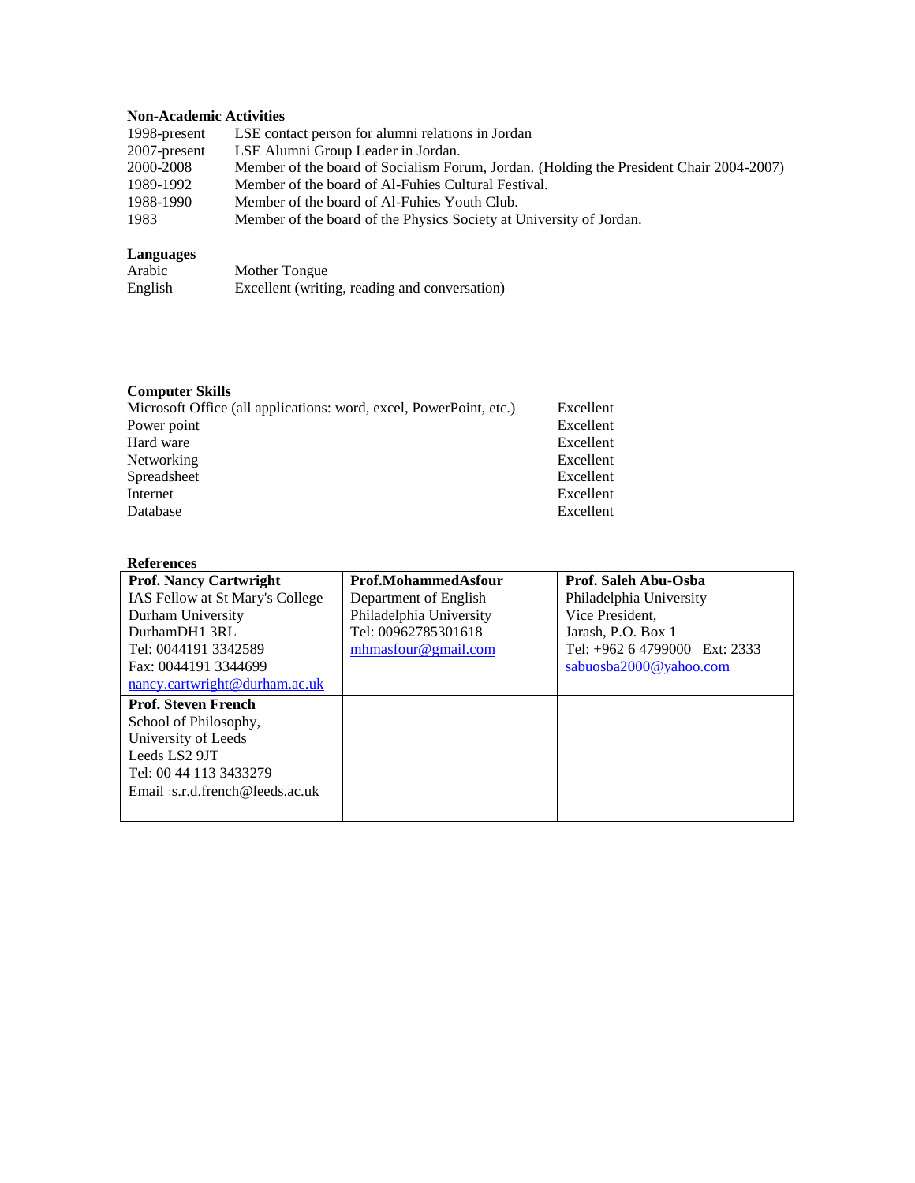**Non-Academic Activities**

| | |
|---|---|
| 1998-present | LSE contact person for alumni relations in Jordan |
| 2007-present | LSE Alumni Group Leader in Jordan. |
| 2000-2008 | Member of the board of Socialism Forum, Jordan. (Holding the President Chair 2004-2007) |
| 1989-1992 | Member of the board of Al-Fuhies Cultural Festival. |
| 1988-1990 | Member of the board of Al-Fuhies Youth Club. |
| 1983 | Member of the board of the Physics Society at University of Jordan. |

**Languages**

| | |
|---|---|
| Arabic | Mother Tongue |
| English | Excellent (writing, reading and conversation) |

**Computer Skills**

| | |
|---|---|
| Microsoft Office (all applications: word, excel, PowerPoint, etc.) | Excellent |
| Power point | Excellent |
| Hard ware | Excellent |
| Networking | Excellent |
| Spreadsheet | Excellent |
| Internet | Excellent |
| Database | Excellent |

**References**

| | | |
|---|---|---|
| **Prof. Nancy Cartwright**<br>IAS Fellow at St Mary's College<br>Durham University<br>DurhamDH1 3RL<br>Tel: 0044191 3342589<br>Fax: 0044191 3344699<br>nancy.cartwright@durham.ac.uk | **Prof.MohammedAsfour**<br>Department of English<br>Philadelphia University<br>Tel: 00962785301618<br>mhmasfour@gmail.com | **Prof. Saleh Abu-Osba**<br>Philadelphia University<br>Vice President,<br>Jarash, P.O. Box 1<br>Tel: +962 6 4799000 Ext: 2333<br>sabuosba2000@yahoo.com |
| **Prof. Steven French**<br>School of Philosophy,<br>University of Leeds<br>Leeds LS2 9JT<br>Tel: 00 44 113 3433279<br>Email :s.r.d.french@leeds.ac.uk | | |